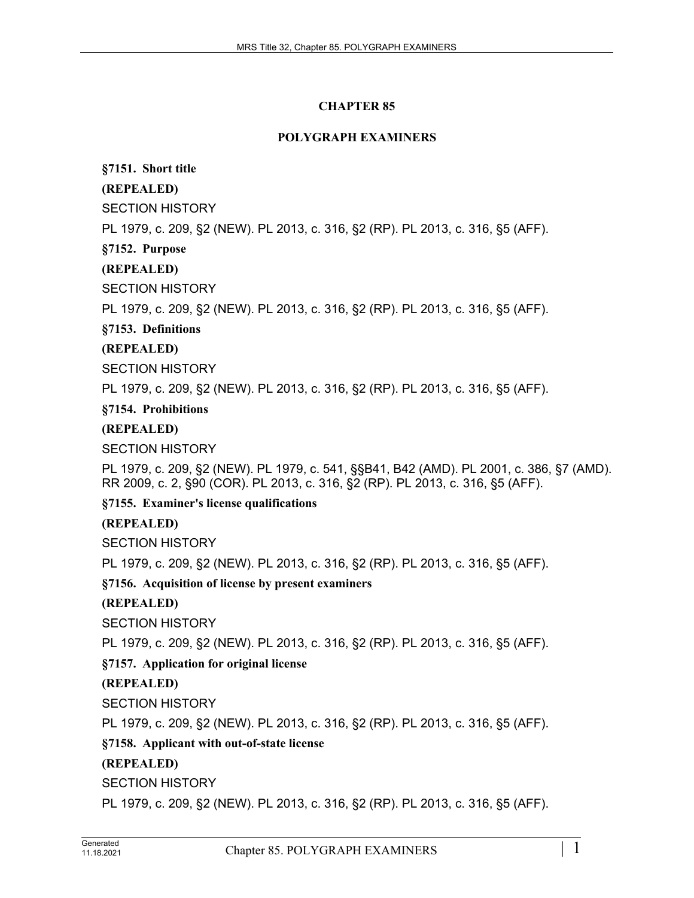# CHAPTER 85

# POLYGRAPH EXAMINERS

**§7151. Short title**

**(REPEALED)**

SECTION HISTORY

PL 1979, c. 209, §2 (NEW). PL 2013, c. 316, §2 (RP). PL 2013, c. 316, §5 (AFF).

**§7152. Purpose**

**(REPEALED)**

SECTION HISTORY

PL 1979, c. 209, §2 (NEW). PL 2013, c. 316, §2 (RP). PL 2013, c. 316, §5 (AFF).

**§7153. Definitions**

**(REPEALED)**

SECTION HISTORY

PL 1979, c. 209, §2 (NEW). PL 2013, c. 316, §2 (RP). PL 2013, c. 316, §5 (AFF).

**§7154. Prohibitions**

**(REPEALED)**

SECTION HISTORY

PL 1979, c. 209, §2 (NEW). PL 1979, c. 541, §§B41, B42 (AMD). PL 2001, c. 386, §7 (AMD). RR 2009, c. 2, §90 (COR). PL 2013, c. 316, §2 (RP). PL 2013, c. 316, §5 (AFF).

**§7155. Examiner's license qualifications**

**(REPEALED)**

SECTION HISTORY

PL 1979, c. 209, §2 (NEW). PL 2013, c. 316, §2 (RP). PL 2013, c. 316, §5 (AFF).

**§7156. Acquisition of license by present examiners**

**(REPEALED)**

SECTION HISTORY

PL 1979, c. 209, §2 (NEW). PL 2013, c. 316, §2 (RP). PL 2013, c. 316, §5 (AFF).

**§7157. Application for original license**

**(REPEALED)**

SECTION HISTORY

PL 1979, c. 209, §2 (NEW). PL 2013, c. 316, §2 (RP). PL 2013, c. 316, §5 (AFF).

**§7158. Applicant with out-of-state license**

**(REPEALED)**

SECTION HISTORY

PL 1979, c. 209, §2 (NEW). PL 2013, c. 316, §2 (RP). PL 2013, c. 316, §5 (AFF).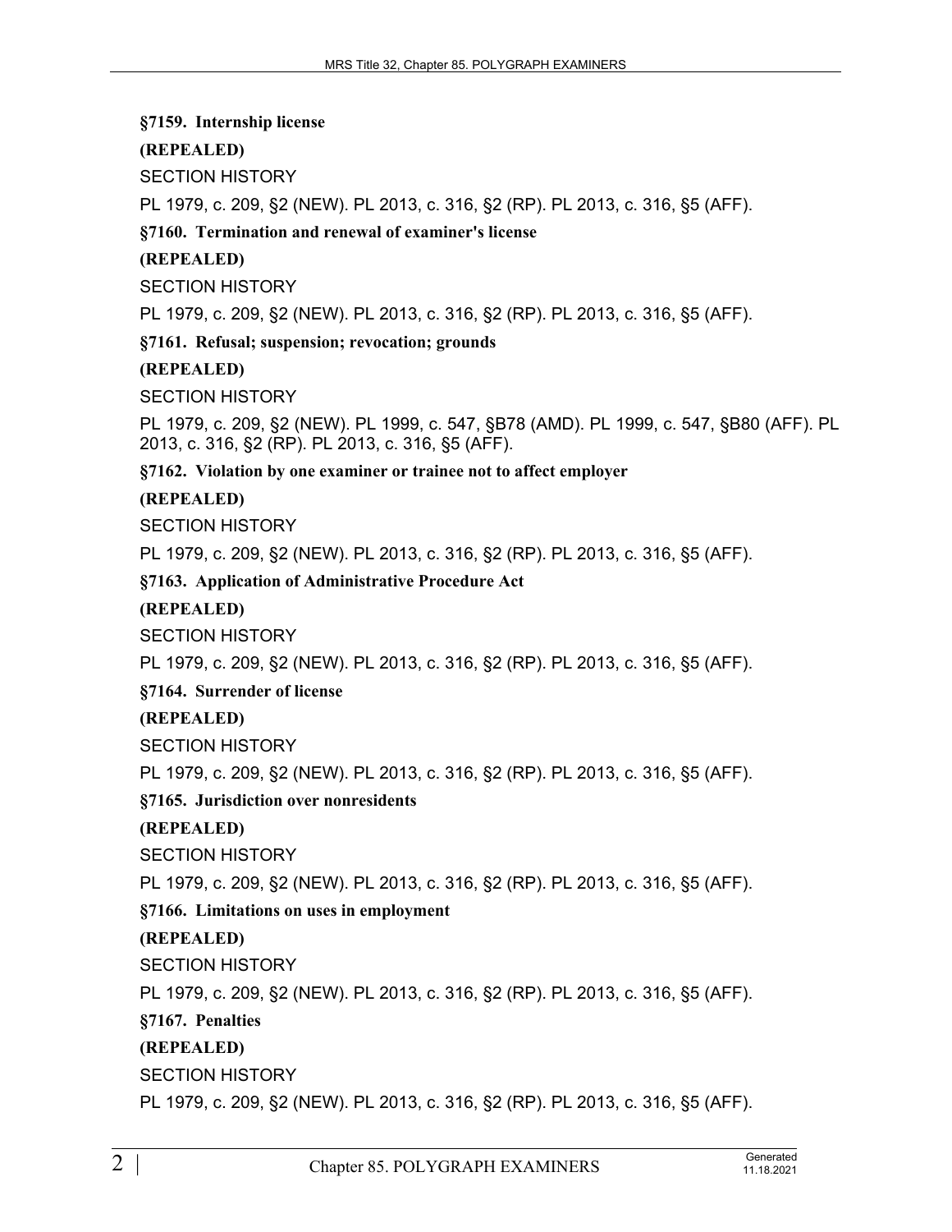**§7159. Internship license**

**(REPEALED)**

SECTION HISTORY

PL 1979, c. 209, §2 (NEW). PL 2013, c. 316, §2 (RP). PL 2013, c. 316, §5 (AFF).

**§7160. Termination and renewal of examiner's license**

**(REPEALED)**

SECTION HISTORY

PL 1979, c. 209, §2 (NEW). PL 2013, c. 316, §2 (RP). PL 2013, c. 316, §5 (AFF).

**§7161. Refusal; suspension; revocation; grounds**

**(REPEALED)**

SECTION HISTORY

PL 1979, c. 209, §2 (NEW). PL 1999, c. 547, §B78 (AMD). PL 1999, c. 547, §B80 (AFF). PL 2013, c. 316, §2 (RP). PL 2013, c. 316, §5 (AFF).

**§7162. Violation by one examiner or trainee not to affect employer**

**(REPEALED)**

SECTION HISTORY

PL 1979, c. 209, §2 (NEW). PL 2013, c. 316, §2 (RP). PL 2013, c. 316, §5 (AFF).

**§7163. Application of Administrative Procedure Act**

**(REPEALED)**

SECTION HISTORY

PL 1979, c. 209, §2 (NEW). PL 2013, c. 316, §2 (RP). PL 2013, c. 316, §5 (AFF).

**§7164. Surrender of license**

**(REPEALED)**

SECTION HISTORY

PL 1979, c. 209, §2 (NEW). PL 2013, c. 316, §2 (RP). PL 2013, c. 316, §5 (AFF).

**§7165. Jurisdiction over nonresidents**

**(REPEALED)**

SECTION HISTORY

PL 1979, c. 209, §2 (NEW). PL 2013, c. 316, §2 (RP). PL 2013, c. 316, §5 (AFF).

**§7166. Limitations on uses in employment**

**(REPEALED)**

SECTION HISTORY

PL 1979, c. 209, §2 (NEW). PL 2013, c. 316, §2 (RP). PL 2013, c. 316, §5 (AFF).

**§7167. Penalties**

**(REPEALED)**

SECTION HISTORY

PL 1979, c. 209, §2 (NEW). PL 2013, c. 316, §2 (RP). PL 2013, c. 316, §5 (AFF).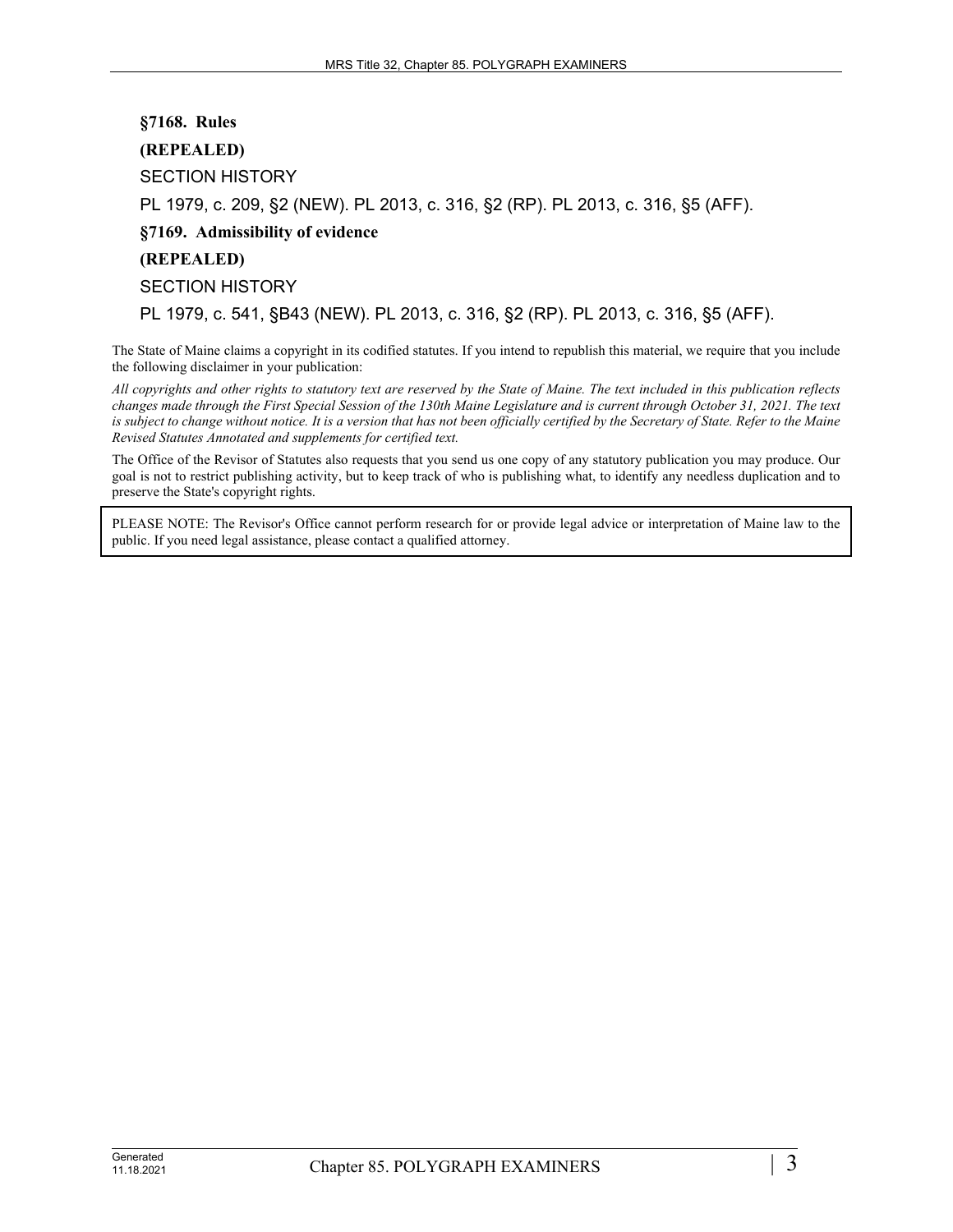**§7168. Rules**

**(REPEALED)**

SECTION HISTORY

PL 1979, c. 209, §2 (NEW). PL 2013, c. 316, §2 (RP). PL 2013, c. 316, §5 (AFF).

**§7169. Admissibility of evidence**

**(REPEALED)**

SECTION HISTORY

PL 1979, c. 541, §B43 (NEW). PL 2013, c. 316, §2 (RP). PL 2013, c. 316, §5 (AFF).

The State of Maine claims a copyright in its codified statutes. If you intend to republish this material, we require that you include the following disclaimer in your publication:

*All copyrights and other rights to statutory text are reserved by the State of Maine. The text included in this publication reflects changes made through the First Special Session of the 130th Maine Legislature and is current through October 31, 2021. The text is subject to change without notice. It is a version that has not been officially certified by the Secretary of State. Refer to the Maine Revised Statutes Annotated and supplements for certified text.*

The Office of the Revisor of Statutes also requests that you send us one copy of any statutory publication you may produce. Our goal is not to restrict publishing activity, but to keep track of who is publishing what, to identify any needless duplication and to preserve the State's copyright rights.

PLEASE NOTE: The Revisor's Office cannot perform research for or provide legal advice or interpretation of Maine law to the public. If you need legal assistance, please contact a qualified attorney.